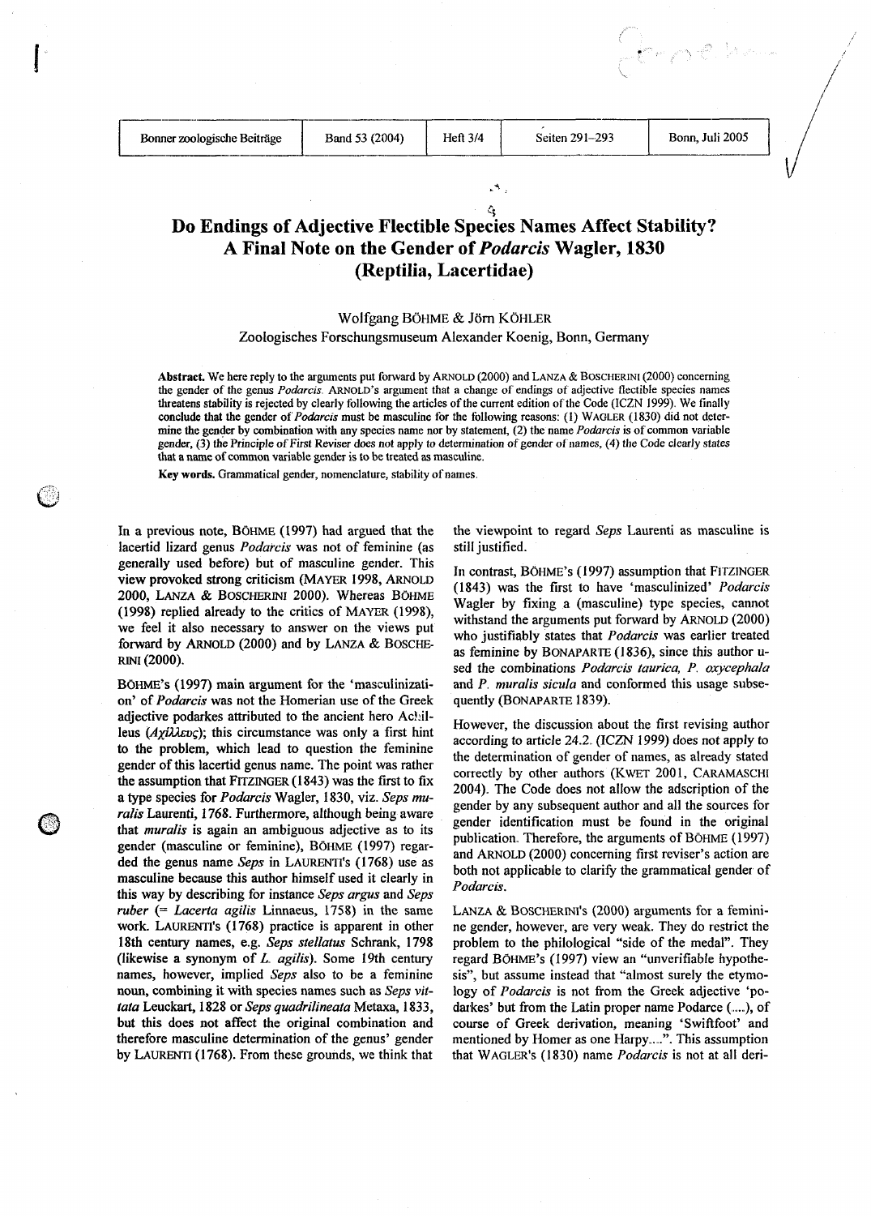# Do Endings of Adjective Flectible Species Names Affect Stability? A Final Note on the Gender of *Podarcis* Wagler, 1830 (Reptilia, Lacertidae)

Wolfgang BÖHME & Jörn KÖHLER

Zoologisches Forschungsmuseum Alexander Koenig, Bonn, Germany

**Abstract.** We here reply to the arguments put forward by ARNOLD (2000) and LANZA & BOSCHERINI (2000) concerning the gender of the genus *Podarcis*. ARNOLD's argument that a change of endings of adjective flectible species names threatens stability is rejected by clearly following the articles of the current edition of the Code (ICZN 1999). We finally conclude that the gender of *Podarcis* must be masculine for the following reasons: (1) WAGLER (1830) did not determine the gender by combination with any species name nor by statement, (2) the name *Podarcis* is of common variable gender, (3) the Principle of First Reviser does not apply to determination of gender of names, (4) the Code clearly states that a name of common variable gender is to be treated as masculine.

**Key words.** Grammatical gender, nomenclature, stability of names.

In a previous note, BÖHME (1997) had argued that the lacertid lizard genus *Podarcis* was not of feminine (as generally used before) but of masculine gender. This view provoked strong criticism (MAYER 1998, ARNOLD 2000, LANZA & BOSCHERINI 2000). Whereas BÖHME (1998) replied already to the critics of MAYER (1998), we feel it also necessary to answer on the views put forward by ARNOLD (2000) and by LANZA & BOSCHERINI (2000).

BÖHME's (1997) main argument for the 'masculinization' of *Podarcis* was not the Homerian use of the Greek adjective podarkes attributed to the ancient hero Achilleus (Ἀχίλλευς); this circumstance was only a first hint to the problem, which lead to question the feminine gender of this lacertid genus name. The point was rather the assumption that FITZINGER (1843) was the first to fix a type species for *Podarcis* Wagler, 1830, viz. *Seps muralis* Laurenti, 1768. Furthermore, although being aware that *muralis* is again an ambiguous adjective as to its gender (masculine or feminine), BÖHME (1997) regarded the genus name *Seps* in LAURENTI's (1768) use as masculine because this author himself used it clearly in this way by describing for instance *Seps argus* and *Seps ruber* (= *Lacerta agilis* Linnaeus, 1758) in the same work. LAURENTI's (1768) practice is apparent in other 18th century names, e.g. *Seps stellatus* Schrank, 1798 (likewise a synonym of *L. agilis*). Some 19th century names, however, implied *Seps* also to be a feminine noun, combining it with species names such as *Seps vittata* Leuckart, 1828 or *Seps quadrilineata* Metaxa, 1833, but this does not affect the original combination and therefore masculine determination of the genus' gender by LAURENTI (1768). From these grounds, we think that the viewpoint to regard *Seps* Laurenti as masculine is still justified.

In contrast, BÖHME's (1997) assumption that FITZINGER (1843) was the first to have 'masculinized' *Podarcis* Wagler by fixing a (masculine) type species, cannot withstand the arguments put forward by ARNOLD (2000) who justifiably states that *Podarcis* was earlier treated as feminine by BONAPARTE (1836), since this author used the combinations *Podarcis taurica*, *P. oxycephala* and *P. muralis sicula* and conformed this usage subsequently (BONAPARTE 1839).

However, the discussion about the first revising author according to article 24.2. (ICZN 1999) does not apply to the determination of gender of names, as already stated correctly by other authors (KWET 2001, CARAMASCHI 2004). The Code does not allow the adscription of the gender by any subsequent author and all the sources for gender identification must be found in the original publication. Therefore, the arguments of BÖHME (1997) and ARNOLD (2000) concerning first reviser's action are both not applicable to clarify the grammatical gender of *Podarcis*.

LANZA & BOSCHERINI's (2000) arguments for a feminine gender, however, are very weak. They do restrict the problem to the philological "side of the medal". They regard BÖHME's (1997) view an "unverifiable hypothesis", but assume instead that "almost surely the etymology of *Podarcis* is not from the Greek adjective 'podarkes' but from the Latin proper name Podarce (.....), of course of Greek derivation, meaning 'Swiftfoot' and mentioned by Homer as one Harpy....". This assumption that WAGLER's (1830) name *Podarcis* is not at all deri-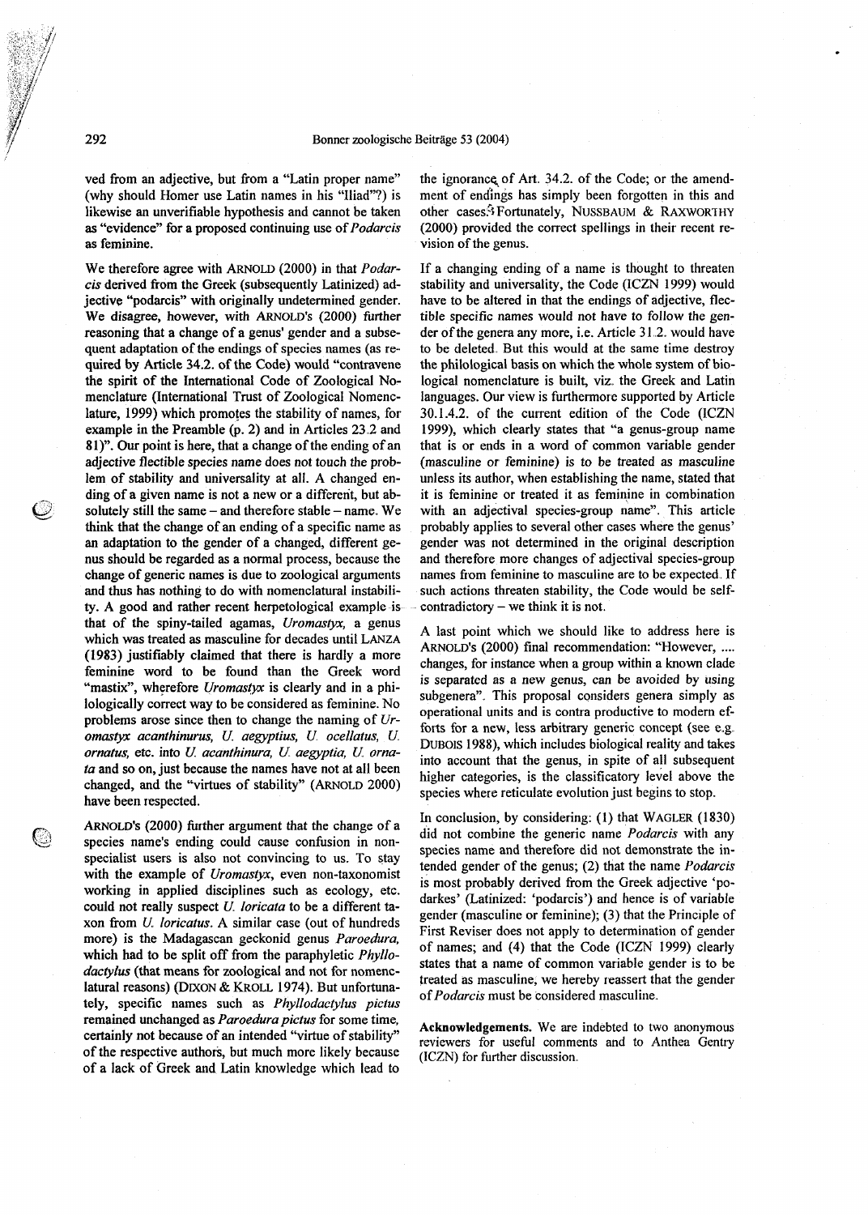ved from an adjective, but from a "Latin proper name" (why should Homer use Latin names in his "Iliad"?) is likewise an unverifiable hypothesis and cannot be taken as "evidence" for a proposed continuing use of *Podarcis* as feminine.

We therefore agree with ARNOLD (2000) in that *Podarcis* derived from the Greek (subsequently Latinized) adjective "podarcis" with originally undetermined gender. We disagree, however, with ARNOLD's (2000) further reasoning that a change of a genus' gender and a subsequent adaptation of the endings of species names (as required by Article 34.2. of the Code) would "contravene the spirit of the International Code of Zoological Nomenclature (International Trust of Zoological Nomenclature, 1999) which promotes the stability of names, for example in the Preamble (p. 2) and in Articles 23.2 and 81)". Our point is here, that a change of the ending of an adjective flectible species name does not touch the problem of stability and universality at all. A changed ending of a given name is not a new or a different, but absolutely still the same – and therefore stable – name. We think that the change of an ending of a specific name as an adaptation to the gender of a changed, different genus should be regarded as a normal process, because the change of generic names is due to zoological arguments and thus has nothing to do with nomenclatural instability. A good and rather recent herpetological example is that of the spiny-tailed agamas, *Uromastyx*, a genus which was treated as masculine for decades until LANZA (1983) justifiably claimed that there is hardly a more feminine word to be found than the Greek word "mastix", wherefore *Uromastyx* is clearly and in a philologically correct way to be considered as feminine. No problems arose since then to change the naming of *Uromastyx acanthinurus, U. aegyptius, U. ocellatus, U. ornatus,* etc. into *U. acanthinura, U. aegyptia, U. ornata* and so on, just because the names have not at all been changed, and the "virtues of stability" (ARNOLD 2000) have been respected.

ARNOLD's (2000) further argument that the change of a species name's ending could cause confusion in non-specialist users is also not convincing to us. To stay with the example of *Uromastyx*, even non-taxonomist working in applied disciplines such as ecology, etc. could not really suspect *U. loricata* to be a different taxon from *U. loricatus*. A similar case (out of hundreds more) is the Madagascan geckonid genus *Paroedura*, which had to be split off from the paraphyletic *Phyllodactylus* (that means for zoological and not for nomenclatural reasons) (DIXON & KROLL 1974). But unfortunately, specific names such as *Phyllodactylus pictus* remained unchanged as *Paroedura pictus* for some time, certainly not because of an intended "virtue of stability" of the respective authors, but much more likely because of a lack of Greek and Latin knowledge which lead to the ignorance of Art. 34.2. of the Code; or the amendment of endings has simply been forgotten in this and other cases. Fortunately, NUSSBAUM & RAXWORTHY (2000) provided the correct spellings in their recent revision of the genus.

If a changing ending of a name is thought to threaten stability and universality, the Code (ICZN 1999) would have to be altered in that the endings of adjective, flectible specific names would not have to follow the gender of the genera any more, i.e. Article 31.2. would have to be deleted. But this would at the same time destroy the philological basis on which the whole system of biological nomenclature is built, viz. the Greek and Latin languages. Our view is furthermore supported by Article 30.1.4.2. of the current edition of the Code (ICZN 1999), which clearly states that "a genus-group name that is or ends in a word of common variable gender (masculine or feminine) is to be treated as masculine unless its author, when establishing the name, stated that it is feminine or treated it as feminine in combination with an adjectival species-group name". This article probably applies to several other cases where the genus' gender was not determined in the original description and therefore more changes of adjectival species-group names from feminine to masculine are to be expected. If such actions threaten stability, the Code would be self-contradictory – we think it is not.

A last point which we should like to address here is ARNOLD's (2000) final recommendation: "However, .... changes, for instance when a group within a known clade is separated as a new genus, can be avoided by using subgenera". This proposal considers genera simply as operational units and is contra productive to modern efforts for a new, less arbitrary generic concept (see e.g. DUBOIS 1988), which includes biological reality and takes into account that the genus, in spite of all subsequent higher categories, is the classificatory level above the species where reticulate evolution just begins to stop.

In conclusion, by considering: (1) that WAGLER (1830) did not combine the generic name *Podarcis* with any species name and therefore did not demonstrate the intended gender of the genus; (2) that the name *Podarcis* is most probably derived from the Greek adjective 'podarkes' (Latinized: 'podarcis') and hence is of variable gender (masculine or feminine); (3) that the Principle of First Reviser does not apply to determination of gender of names; and (4) that the Code (ICZN 1999) clearly states that a name of common variable gender is to be treated as masculine, we hereby reassert that the gender of *Podarcis* must be considered masculine.

**Acknowledgements.** We are indebted to two anonymous reviewers for useful comments and to Anthea Gentry (ICZN) for further discussion.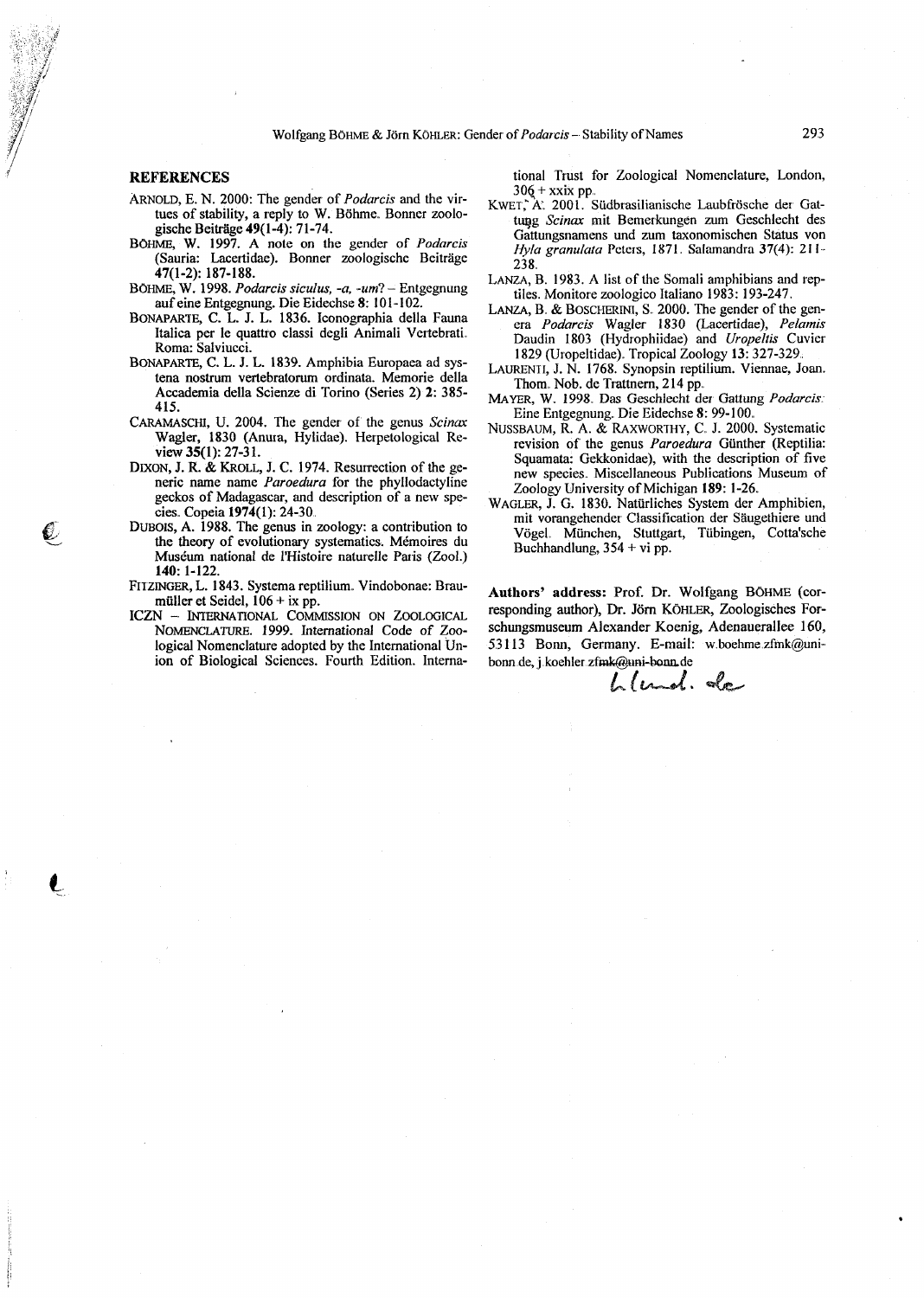## REFERENCES

ARNOLD, E. N. 2000: The gender of *Podarcis* and the virtues of stability, a reply to W. Böhme. Bonner zoologische Beiträge **49(1-4)**: 71-74.

BÖHME, W. 1997. A note on the gender of *Podarcis* (Sauria: Lacertidae). Bonner zoologische Beiträge **47(1-2)**: 187-188.

BÖHME, W. 1998. *Podarcis siculus, -a, -um*? – Entgegnung auf eine Entgegnung. Die Eidechse **8**: 101-102.

BONAPARTE, C. L. J. L. 1836. Iconographia della Fauna Italica per le quattro classi degli Animali Vertebrati. Roma: Salviucci.

BONAPARTE, C. L. J. L. 1839. Amphibia Europaea ad systena nostrum vertebratorum ordinata. Memorie della Accademia della Scienze di Torino (Series 2) **2**: 385-415.

CARAMASCHI, U. 2004. The gender of the genus *Scinax* Wagler, 1830 (Anura, Hylidae). Herpetological Review **35(1)**: 27-31.

DIXON, J. R. & KROLL, J. C. 1974. Resurrection of the generic name name *Paroedura* for the phyllodactyline geckos of Madagascar, and description of a new species. Copeia **1974(1)**: 24-30.

DUBOIS, A. 1988. The genus in zoology: a contribution to the theory of evolutionary systematics. Mémoires du Muséum national de l'Histoire naturelle Paris (Zool.) **140**: 1-122.

FITZINGER, L. 1843. Systema reptilium. Vindobonae: Braumüller et Seidel, 106 + ix pp.

ICZN – INTERNATIONAL COMMISSION ON ZOOLOGICAL NOMENCLATURE. 1999. International Code of Zoological Nomenclature adopted by the International Union of Biological Sciences. Fourth Edition. International Trust for Zoological Nomenclature, London, 306 + xxix pp.

KWET, A. 2001. Südbrasilianische Laubfrösche der Gattung *Scinax* mit Bemerkungen zum Geschlecht des Gattungsnamens und zum taxonomischen Status von *Hyla granulata* Peters, 1871. Salamandra **37**(4): 211-238.

LANZA, B. 1983. A list of the Somali amphibians and reptiles. Monitore zoologico Italiano 1983: 193-247.

LANZA, B. & BOSCHERINI, S. 2000. The gender of the genera *Podarcis* Wagler 1830 (Lacertidae), *Pelamis* Daudin 1803 (Hydrophiidae) and *Uropeltis* Cuvier 1829 (Uropeltidae). Tropical Zoology **13**: 327-329.

LAURENTI, J. N. 1768. Synopsin reptilium. Viennae, Joan. Thom. Nob. de Trattnern, 214 pp.

MAYER, W. 1998. Das Geschlecht der Gattung *Podarcis*: Eine Entgegnung. Die Eidechse **8**: 99-100.

NUSSBAUM, R. A. & RAXWORTHY, C. J. 2000. Systematic revision of the genus *Paroedura* Günther (Reptilia: Squamata: Gekkonidae), with the description of five new species. Miscellaneous Publications Museum of Zoology University of Michigan **189**: 1-26.

WAGLER, J. G. 1830. Natürliches System der Amphibien, mit vorangehender Classification der Säugethiere und Vögel. München, Stuttgart, Tübingen, Cotta'sche Buchhandlung, 354 + vi pp.

**Authors' address:** Prof. Dr. Wolfgang BÖHME (corresponding author), Dr. Jörn KÖHLER, Zoologisches Forschungsmuseum Alexander Koenig, Adenauerallee 160, 53113 Bonn, Germany. E-mail: w.boehme.zfmk@uni-bonn.de, j.koehler.zfmk@uni-bonn.de